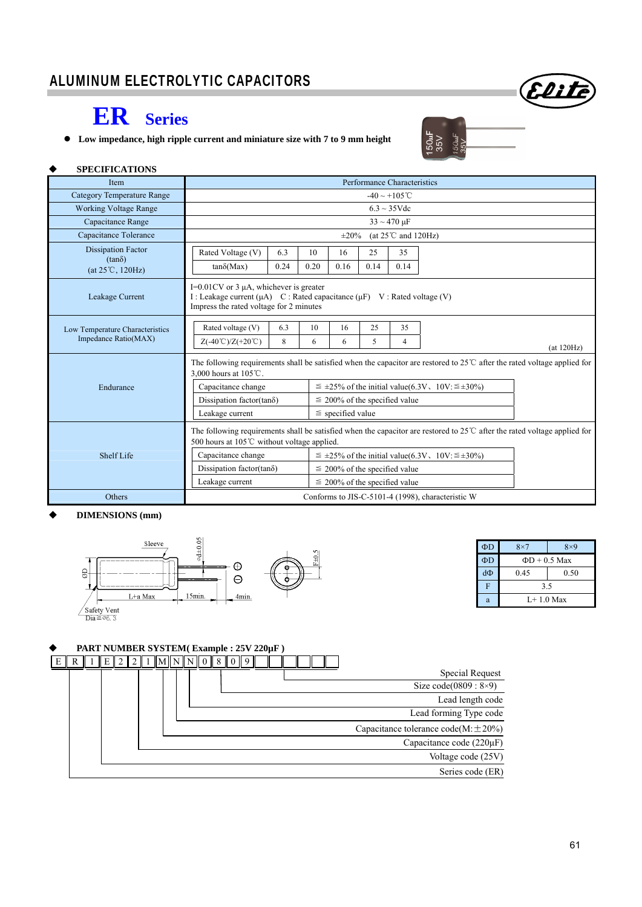# ALUMINUM ELECTROLYTIC CAPACITORS

## ER Series

- **Low impedance, high ripple current and miniature size with 7 to 9 mm height**

### SPECIFICATIONS

| Item | Performance Characteristics |
|---|---|
| Category Temperature Range | -40 ~ +105℃ |
| Working Voltage Range | 6.3 ~ 35Vdc |
| Capacitance Range | 33 ~ 470 μF |
| Capacitance Tolerance | ±20% (at 25℃ and 120Hz) |
| Dissipation Factor (tanδ) (at 25℃, 120Hz) | Rated Voltage (V): 6.3 / 10 / 16 / 25 / 35; tanδ(Max): 0.24 / 0.20 / 0.16 / 0.14 / 0.14 |
| Leakage Current | I=0.01CV or 3 μA, whichever is greater<br>I : Leakage current (μA) C : Rated capacitance (μF) V : Rated voltage (V)<br>Impress the rated voltage for 2 minutes |
| Low Temperature Characteristics Impedance Ratio(MAX) | Rated voltage (V): 6.3 / 10 / 16 / 25 / 35; Z(-40℃)/Z(+20℃): 8 / 6 / 6 / 5 / 4 (at 120Hz) |
| Endurance | The following requirements shall be satisfied when the capacitor are restored to 25℃ after the rated voltage applied for 3,000 hours at 105℃.<br>Capacitance change: ≦ ±25% of the initial value(6.3V、10V:≦±30%)<br>Dissipation factor(tanδ): ≦ 200% of the specified value<br>Leakage current: ≦ specified value |
| Shelf Life | The following requirements shall be satisfied when the capacitor are restored to 25℃ after the rated voltage applied for 500 hours at 105℃ without voltage applied.<br>Capacitance change: ≦ ±25% of the initial value(6.3V、10V:≦±30%)<br>Dissipation factor(tanδ): ≦ 200% of the specified value<br>Leakage current: ≦ 200% of the specified value |
| Others | Conforms to JIS-C-5101-4 (1998), characteristic W |

### DIMENSIONS (mm)

Sleeve; ΦD; L+a Max; 15min.; 4min.; Φd±0.05; F±0.5; Safety Vent Dia≧Φ6.3

| ΦD | 8×7 | 8×9 |
|---|---|---|
| ΦD | ΦD + 0.5 Max | |
| dΦ | 0.45 | 0.50 |
| F | 3.5 | |
| a | L+ 1.0 Max | |

### PART NUMBER SYSTEM( Example : 25V 220μF )

| E | R | 1 | E | 2 | 2 | 1 | M | N | N | 0 | 8 | 0 | 9 | | | | | | |
|---|---|---|---|---|---|---|---|---|---|---|---|---|---|---|---|---|---|---|---|

- Special Request
- Size code(0809 : 8×9)
- Lead length code
- Lead forming Type code
- Capacitance tolerance code(M:±20%)
- Capacitance code (220μF)
- Voltage code (25V)
- Series code (ER)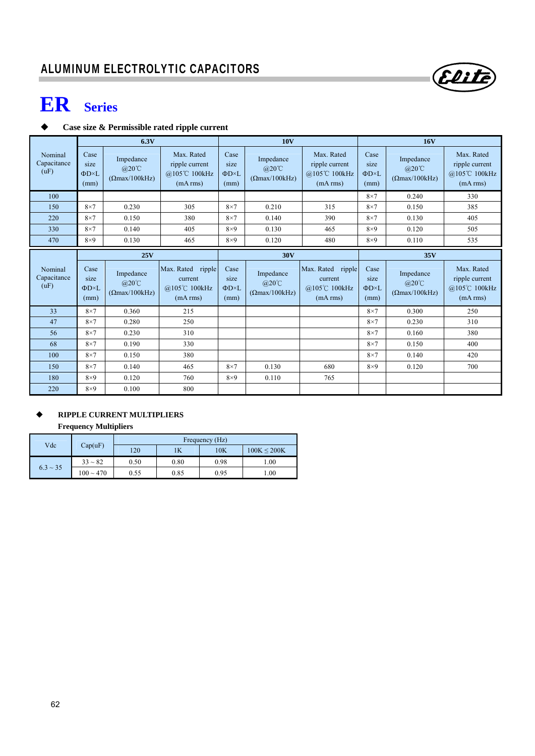# ALUMINUM ELECTROLYTIC CAPACITORS

# ER Series

◆ **Case size & Permissible rated ripple current**

| Nominal Capacitance (uF) | 6.3V | | | 10V | | | 16V | | |
|---|---|---|---|---|---|---|---|---|---|
| | Case size ΦD×L (mm) | Impedance @20℃ (Ωmax/100kHz) | Max. Rated ripple current @105℃ 100kHz (mA rms) | Case size ΦD×L (mm) | Impedance @20℃ (Ωmax/100kHz) | Max. Rated ripple current @105℃ 100kHz (mA rms) | Case size ΦD×L (mm) | Impedance @20℃ (Ωmax/100kHz) | Max. Rated ripple current @105℃ 100kHz (mA rms) |
| 100 | | | | | | | 8×7 | 0.240 | 330 |
| 150 | 8×7 | 0.230 | 305 | 8×7 | 0.210 | 315 | 8×7 | 0.150 | 385 |
| 220 | 8×7 | 0.150 | 380 | 8×7 | 0.140 | 390 | 8×7 | 0.130 | 405 |
| 330 | 8×7 | 0.140 | 405 | 8×9 | 0.130 | 465 | 8×9 | 0.120 | 505 |
| 470 | 8×9 | 0.130 | 465 | 8×9 | 0.120 | 480 | 8×9 | 0.110 | 535 |

| Nominal Capacitance (uF) | 25V | | | 30V | | | 35V | | |
|---|---|---|---|---|---|---|---|---|---|
| | Case size ΦD×L (mm) | Impedance @20℃ (Ωmax/100kHz) | Max. Rated ripple current @105℃ 100kHz (mA rms) | Case size ΦD×L (mm) | Impedance @20℃ (Ωmax/100kHz) | Max. Rated ripple current @105℃ 100kHz (mA rms) | Case size ΦD×L (mm) | Impedance @20℃ (Ωmax/100kHz) | Max. Rated ripple current @105℃ 100kHz (mA rms) |
| 33 | 8×7 | 0.360 | 215 | | | | 8×7 | 0.300 | 250 |
| 47 | 8×7 | 0.280 | 250 | | | | 8×7 | 0.230 | 310 |
| 56 | 8×7 | 0.230 | 310 | | | | 8×7 | 0.160 | 380 |
| 68 | 8×7 | 0.190 | 330 | | | | 8×7 | 0.150 | 400 |
| 100 | 8×7 | 0.150 | 380 | | | | 8×7 | 0.140 | 420 |
| 150 | 8×7 | 0.140 | 465 | 8×7 | 0.130 | 680 | 8×9 | 0.120 | 700 |
| 180 | 8×9 | 0.120 | 760 | 8×9 | 0.110 | 765 | | | |
| 220 | 8×9 | 0.100 | 800 | | | | | | |

◆ **RIPPLE CURRENT MULTIPLIERS**

**Frequency Multipliers**

| Vdc | Cap(uF) | Frequency (Hz) | | | |
|---|---|---|---|---|---|
| | | 120 | 1K | 10K | 100K ≤ 200K |
| 6.3 ~ 35 | 33 ~ 82 | 0.50 | 0.80 | 0.98 | 1.00 |
| | 100 ~ 470 | 0.55 | 0.85 | 0.95 | 1.00 |